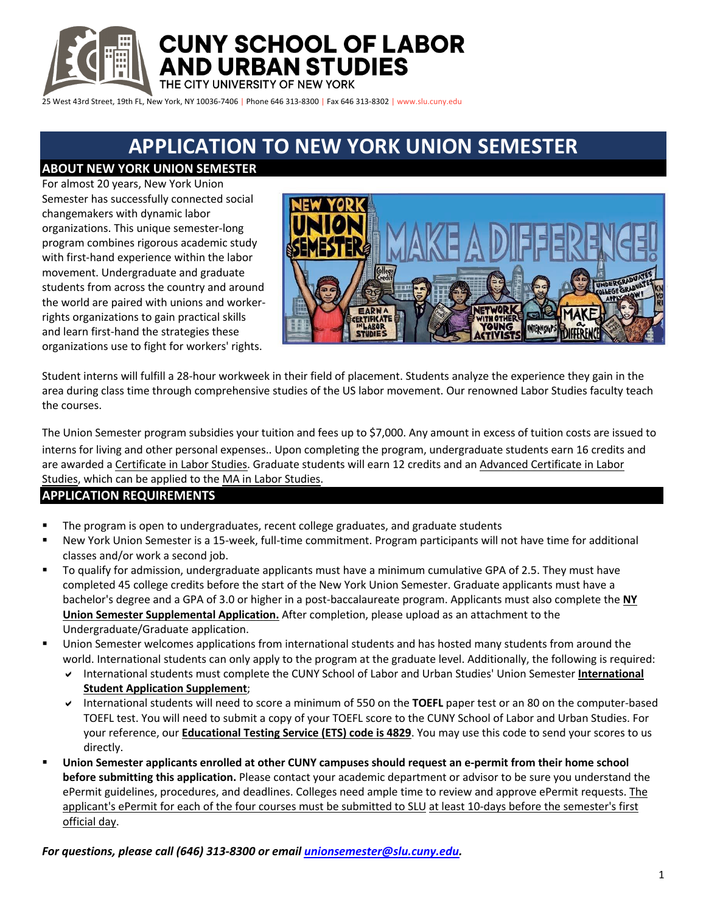# CUNY SCHOOL OF LABOR AND URBAN STUDIES

THE CITY UNIVERSITY OF NEW YORK

25 West 43rd Street, 19th FL, New York, NY 10036-7406 | Phone 646 313-8300 | Fax 646 313-8302 | www.slu.cuny.edu

# APPLICATION TO NEW YORK UNION SEMESTER

## ABOUT NEW YORK UNION SEMESTER

For almost 20 years, New York Union Semester has successfully connected social changemakers with dynamic labor organizations. This unique semester-long program combines rigorous academic study with first-hand experience within the labor movement. Undergraduate and graduate students from across the country and around the world are paired with unions and worker-rights organizations to gain practical skills and learn first-hand the strategies these organizations use to fight for workers' rights.

Student interns will fulfill a 28-hour workweek in their field of placement. Students analyze the experience they gain in the area during class time through comprehensive studies of the US labor movement. Our renowned Labor Studies faculty teach the courses.

The Union Semester program subsidies your tuition and fees up to $7,000. Any amount in excess of tuition costs are issued to interns for living and other personal expenses.. Upon completing the program, undergraduate students earn 16 credits and are awarded a Certificate in Labor Studies. Graduate students will earn 12 credits and an Advanced Certificate in Labor Studies, which can be applied to the MA in Labor Studies.

## APPLICATION REQUIREMENTS

- The program is open to undergraduates, recent college graduates, and graduate students
- New York Union Semester is a 15-week, full-time commitment. Program participants will not have time for additional classes and/or work a second job.
- To qualify for admission, undergraduate applicants must have a minimum cumulative GPA of 2.5. They must have completed 45 college credits before the start of the New York Union Semester. Graduate applicants must have a bachelor's degree and a GPA of 3.0 or higher in a post-baccalaureate program. Applicants must also complete the **NY Union Semester Supplemental Application.** After completion, please upload as an attachment to the Undergraduate/Graduate application.
- Union Semester welcomes applications from international students and has hosted many students from around the world. International students can only apply to the program at the graduate level. Additionally, the following is required:
  - ✔ International students must complete the CUNY School of Labor and Urban Studies' Union Semester **International Student Application Supplement**;
  - ✔ International students will need to score a minimum of 550 on the **TOEFL** paper test or an 80 on the computer-based TOEFL test. You will need to submit a copy of your TOEFL score to the CUNY School of Labor and Urban Studies. For your reference, our **Educational Testing Service (ETS) code is 4829**. You may use this code to send your scores to us directly.
- **Union Semester applicants enrolled at other CUNY campuses should request an e-permit from their home school before submitting this application.** Please contact your academic department or advisor to be sure you understand the ePermit guidelines, procedures, and deadlines. Colleges need ample time to review and approve ePermit requests. The applicant's ePermit for each of the four courses must be submitted to SLU at least 10-days before the semester's first official day.

***For questions, please call (646) 313-8300 or email unionsemester@slu.cuny.edu.***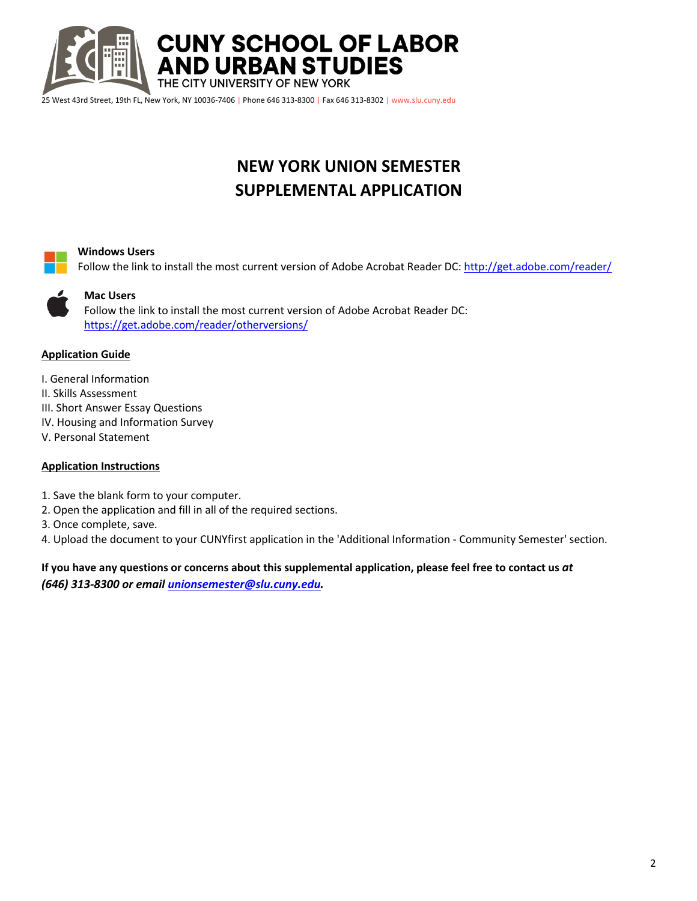# CUNY SCHOOL OF LABOR AND URBAN STUDIES

THE CITY UNIVERSITY OF NEW YORK

25 West 43rd Street, 19th FL, New York, NY 10036-7406 | Phone 646 313-8300 | Fax 646 313-8302 | www.slu.cuny.edu

## NEW YORK UNION SEMESTER SUPPLEMENTAL APPLICATION

**Windows Users**
Follow the link to install the most current version of Adobe Acrobat Reader DC: http://get.adobe.com/reader/

**Mac Users**
Follow the link to install the most current version of Adobe Acrobat Reader DC: https://get.adobe.com/reader/otherversions/

**Application Guide**

I. General Information
II. Skills Assessment
III. Short Answer Essay Questions
IV. Housing and Information Survey
V. Personal Statement

**Application Instructions**

1. Save the blank form to your computer.
2. Open the application and fill in all of the required sections.
3. Once complete, save.
4. Upload the document to your CUNYfirst application in the 'Additional Information - Community Semester' section.

**If you have any questions or concerns about this supplemental application, please feel free to contact us *at (646) 313-8300 or email unionsemester@slu.cuny.edu.***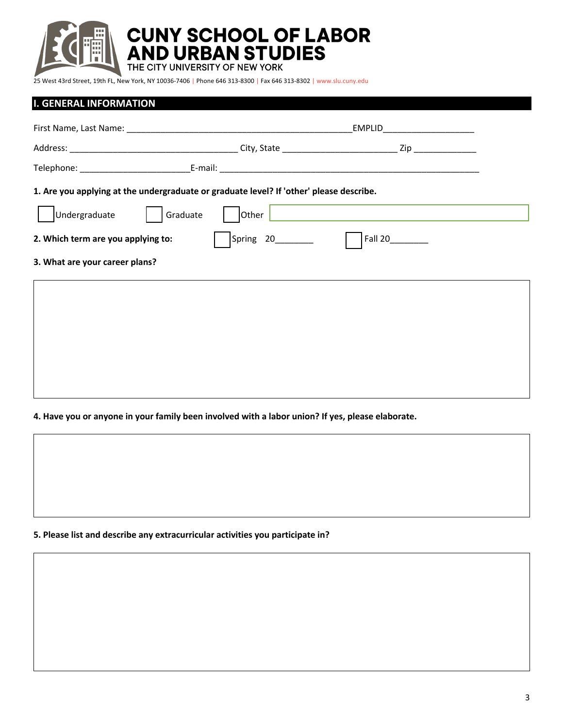# CUNY SCHOOL OF LABOR AND URBAN STUDIES

THE CITY UNIVERSITY OF NEW YORK

25 West 43rd Street, 19th FL, New York, NY 10036-7406 | Phone 646 313-8300 | Fax 646 313-8302 | www.slu.cuny.edu

## I. GENERAL INFORMATION

First Name, Last Name: _______________________________________________EMPLID___________________

Address: ___________________________________ City, State ________________________ Zip _____________

Telephone: ______________________E-mail: ______________________________________________________

**1. Are you applying at the undergraduate or graduate level? If 'other' please describe.**

☐ Undergraduate ☐ Graduate ☐ Other ____________________

**2. Which term are you applying to:** ☐ Spring 20________ ☐ Fall 20________

**3. What are your career plans?**

**4. Have you or anyone in your family been involved with a labor union? If yes, please elaborate.**

**5. Please list and describe any extracurricular activities you participate in?**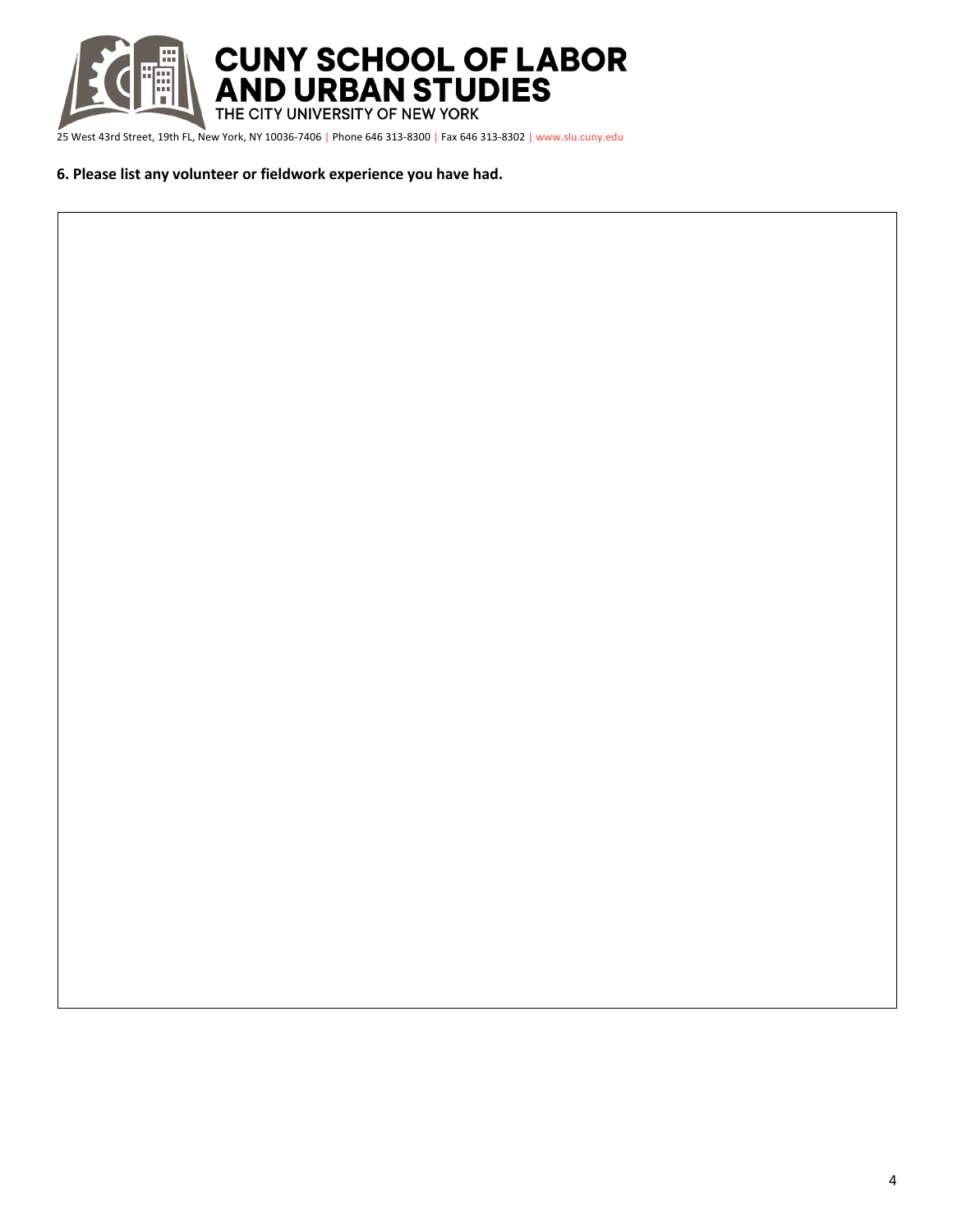**6. Please list any volunteer or fieldwork experience you have had.**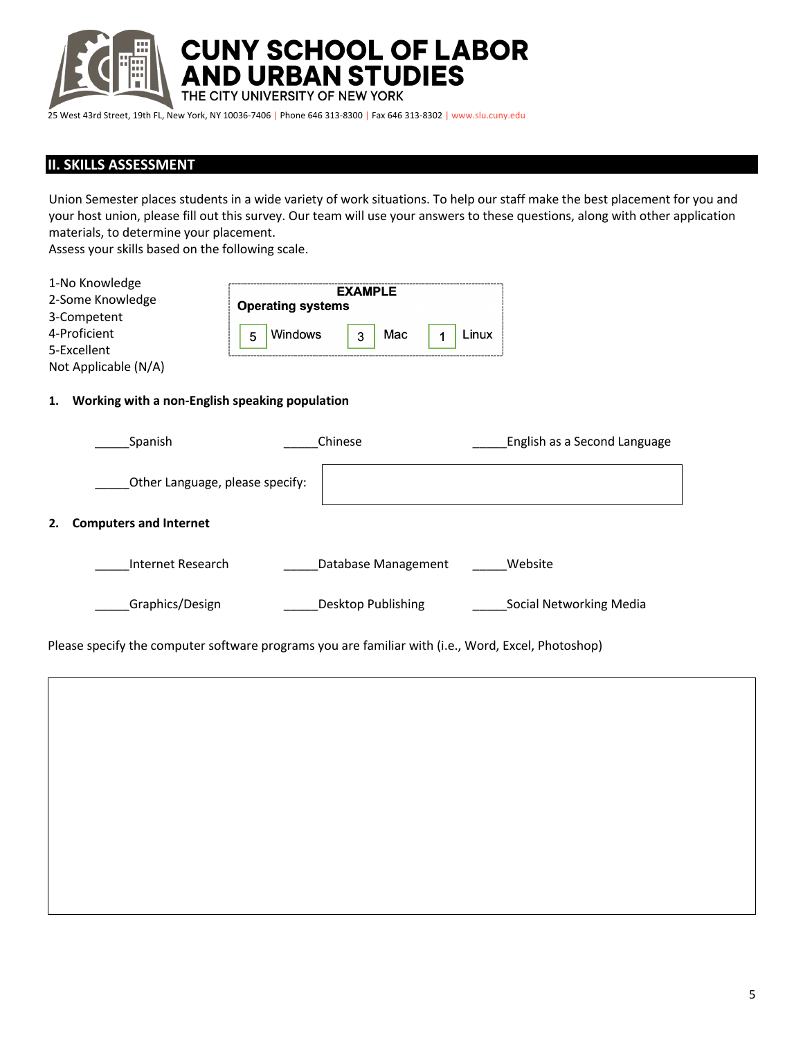**CUNY SCHOOL OF LABOR AND URBAN STUDIES**
THE CITY UNIVERSITY OF NEW YORK

25 West 43rd Street, 19th FL, New York, NY 10036-7406 | Phone 646 313-8300 | Fax 646 313-8302 | www.slu.cuny.edu

## II. SKILLS ASSESSMENT

Union Semester places students in a wide variety of work situations. To help our staff make the best placement for you and your host union, please fill out this survey. Our team will use your answers to these questions, along with other application materials, to determine your placement.
Assess your skills based on the following scale.

1-No Knowledge
2-Some Knowledge
3-Competent
4-Proficient
5-Excellent
Not Applicable (N/A)

**EXAMPLE**
**Operating systems**
5 Windows   3 Mac   1 Linux

**1. Working with a non-English speaking population**

_____Spanish   _____Chinese   _____English as a Second Language

_____Other Language, please specify:

**2. Computers and Internet**

_____Internet Research   _____Database Management   _____Website

_____Graphics/Design   _____Desktop Publishing   _____Social Networking Media

Please specify the computer software programs you are familiar with (i.e., Word, Excel, Photoshop)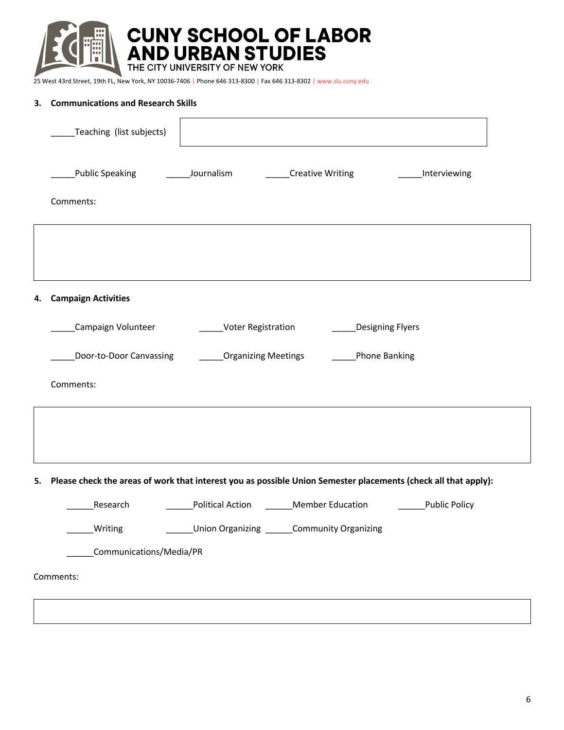# CUNY SCHOOL OF LABOR AND URBAN STUDIES
THE CITY UNIVERSITY OF NEW YORK

25 West 43rd Street, 19th FL, New York, NY 10036-7406 | Phone 646 313-8300 | Fax 646 313-8302 | www.slu.cuny.edu

**3. Communications and Research Skills**

_____Teaching (list subjects)

_____Public Speaking _____Journalism _____Creative Writing _____Interviewing

Comments:

**4. Campaign Activities**

_____Campaign Volunteer _____Voter Registration _____Designing Flyers

_____Door-to-Door Canvassing _____Organizing Meetings _____Phone Banking

Comments:

**5. Please check the areas of work that interest you as possible Union Semester placements (check all that apply):**

______Research ______Political Action ______Member Education ______Public Policy

______Writing ______Union Organizing ______Community Organizing

______Communications/Media/PR

Comments: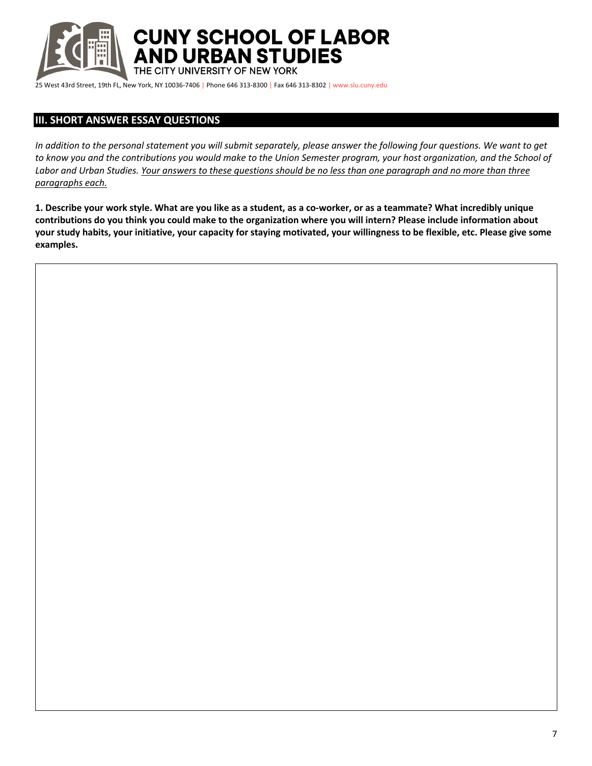## III. SHORT ANSWER ESSAY QUESTIONS

*In addition to the personal statement you will submit separately, please answer the following four questions. We want to get to know you and the contributions you would make to the Union Semester program, your host organization, and the School of Labor and Urban Studies. <u>Your answers to these questions should be no less than one paragraph and no more than three paragraphs each.</u>*

**1. Describe your work style. What are you like as a student, as a co-worker, or as a teammate? What incredibly unique contributions do you think you could make to the organization where you will intern? Please include information about your study habits, your initiative, your capacity for staying motivated, your willingness to be flexible, etc. Please give some examples.**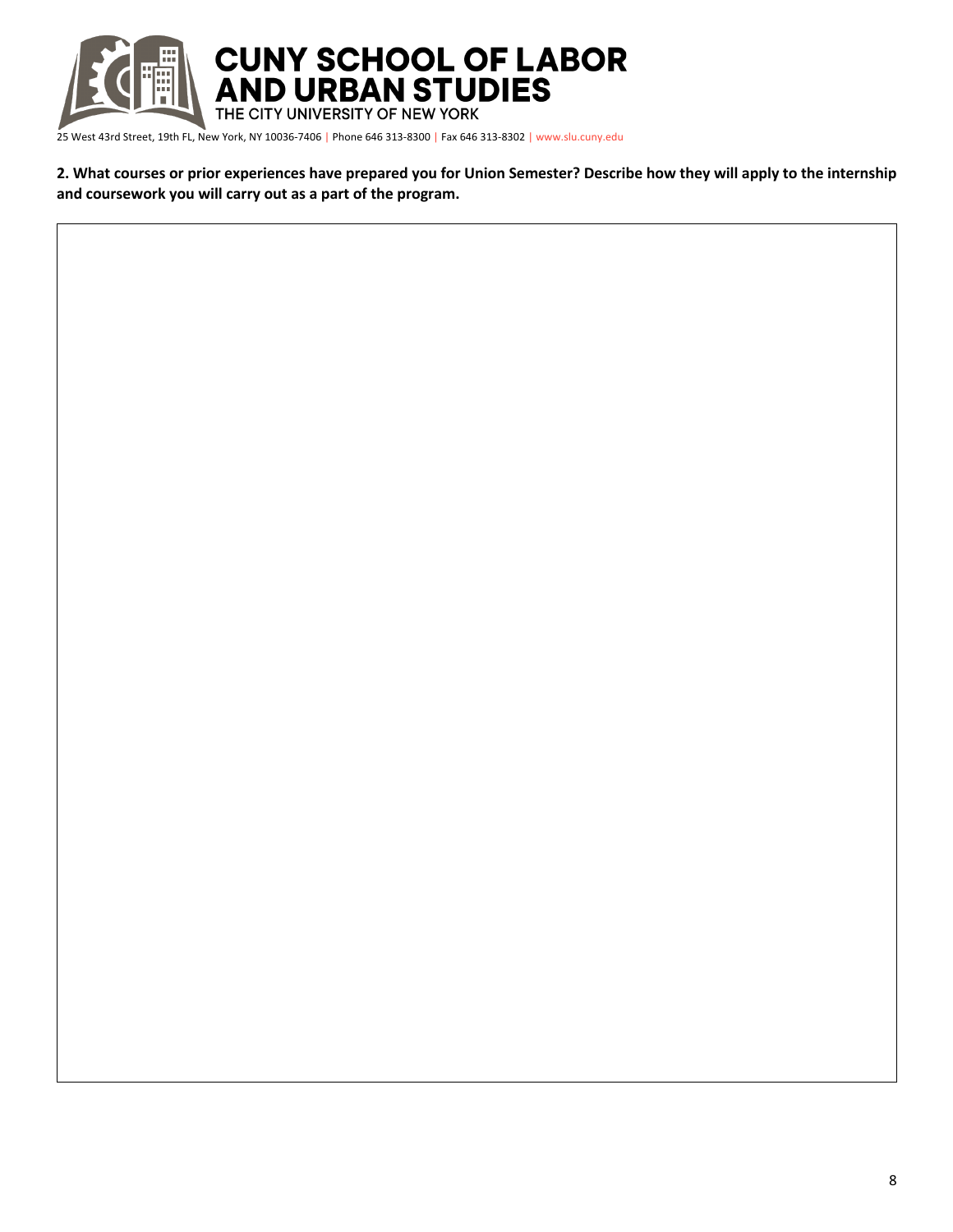**2. What courses or prior experiences have prepared you for Union Semester? Describe how they will apply to the internship and coursework you will carry out as a part of the program.**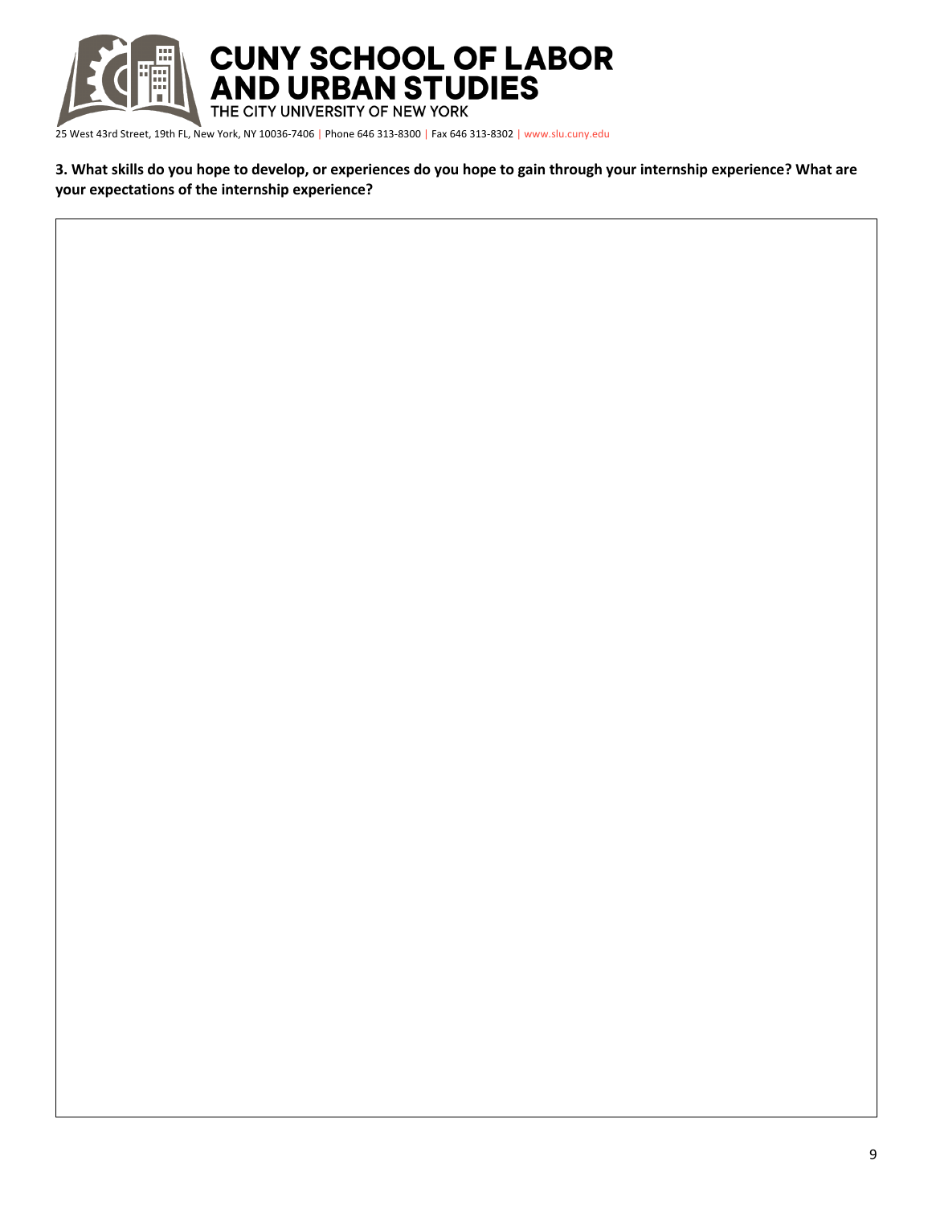**3. What skills do you hope to develop, or experiences do you hope to gain through your internship experience? What are your expectations of the internship experience?**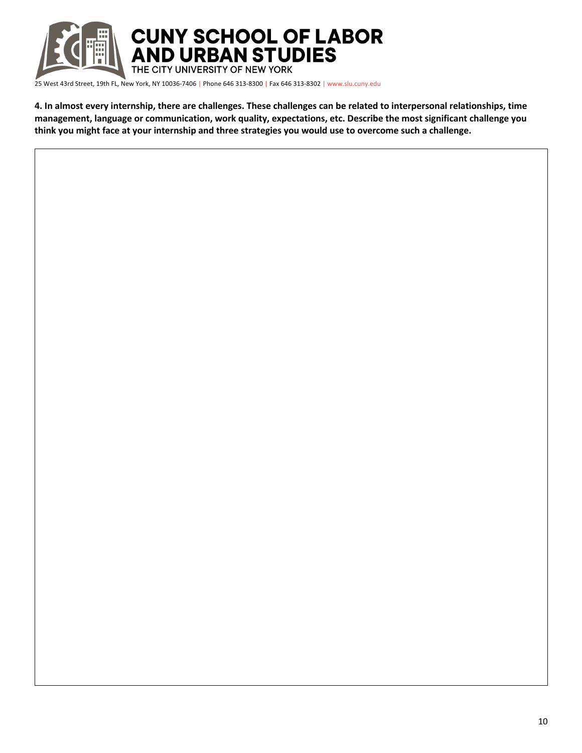**4. In almost every internship, there are challenges. These challenges can be related to interpersonal relationships, time management, language or communication, work quality, expectations, etc. Describe the most significant challenge you think you might face at your internship and three strategies you would use to overcome such a challenge.**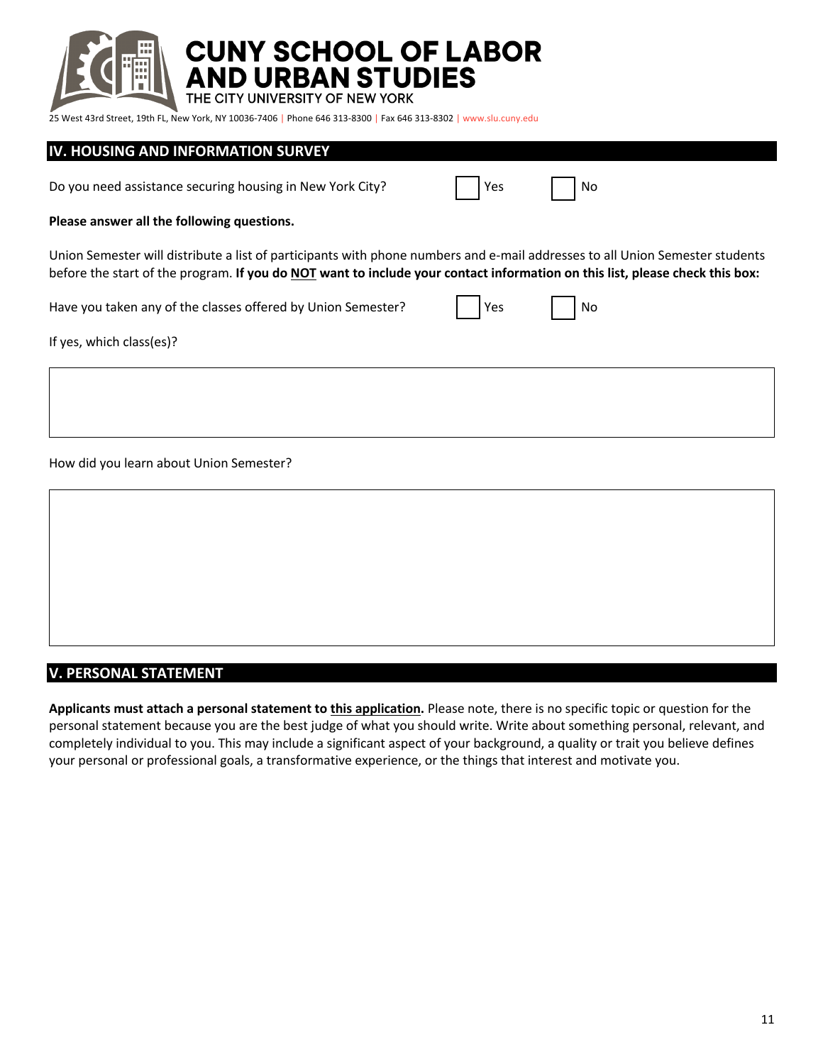CUNY SCHOOL OF LABOR AND URBAN STUDIES
THE CITY UNIVERSITY OF NEW YORK

25 West 43rd Street, 19th FL, New York, NY 10036-7406 | Phone 646 313-8300 | Fax 646 313-8302 | www.slu.cuny.edu

## IV. HOUSING AND INFORMATION SURVEY

Do you need assistance securing housing in New York City? ☐ Yes ☐ No

**Please answer all the following questions.**

Union Semester will distribute a list of participants with phone numbers and e-mail addresses to all Union Semester students before the start of the program. **If you do NOT want to include your contact information on this list, please check this box:**

Have you taken any of the classes offered by Union Semester? ☐ Yes ☐ No

If yes, which class(es)?

How did you learn about Union Semester?

## V. PERSONAL STATEMENT

**Applicants must attach a personal statement to this application.** Please note, there is no specific topic or question for the personal statement because you are the best judge of what you should write. Write about something personal, relevant, and completely individual to you. This may include a significant aspect of your background, a quality or trait you believe defines your personal or professional goals, a transformative experience, or the things that interest and motivate you.